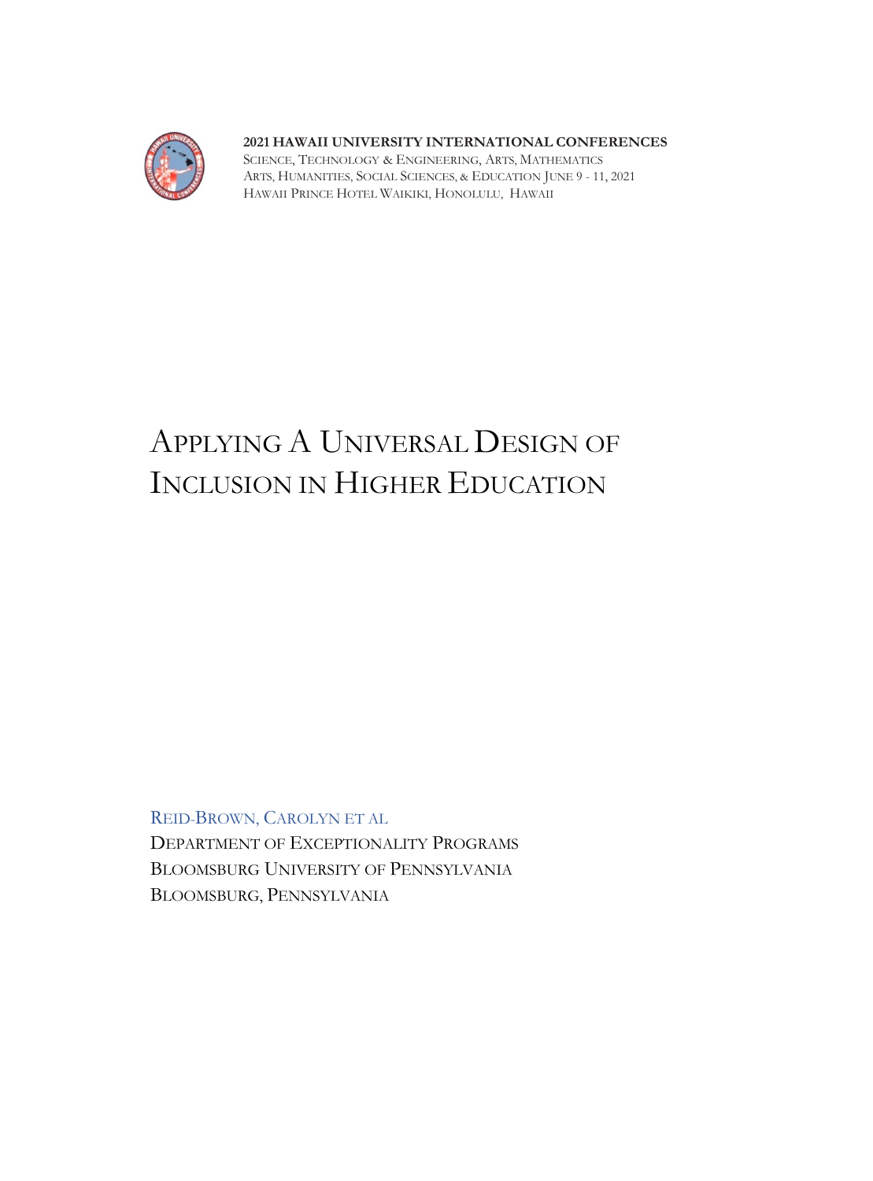**2021 HAWAII UNIVERSITY INTERNATIONAL CONFERENCES**
SCIENCE, TECHNOLOGY & ENGINEERING, ARTS, MATHEMATICS
ARTS, HUMANITIES, SOCIAL SCIENCES, & EDUCATION JUNE 9 - 11, 2021
HAWAII PRINCE HOTEL WAIKIKI, HONOLULU, HAWAII

# APPLYING A UNIVERSAL DESIGN OF INCLUSION IN HIGHER EDUCATION

REID-BROWN, CAROLYN ET AL
DEPARTMENT OF EXCEPTIONALITY PROGRAMS
BLOOMSBURG UNIVERSITY OF PENNSYLVANIA
BLOOMSBURG, PENNSYLVANIA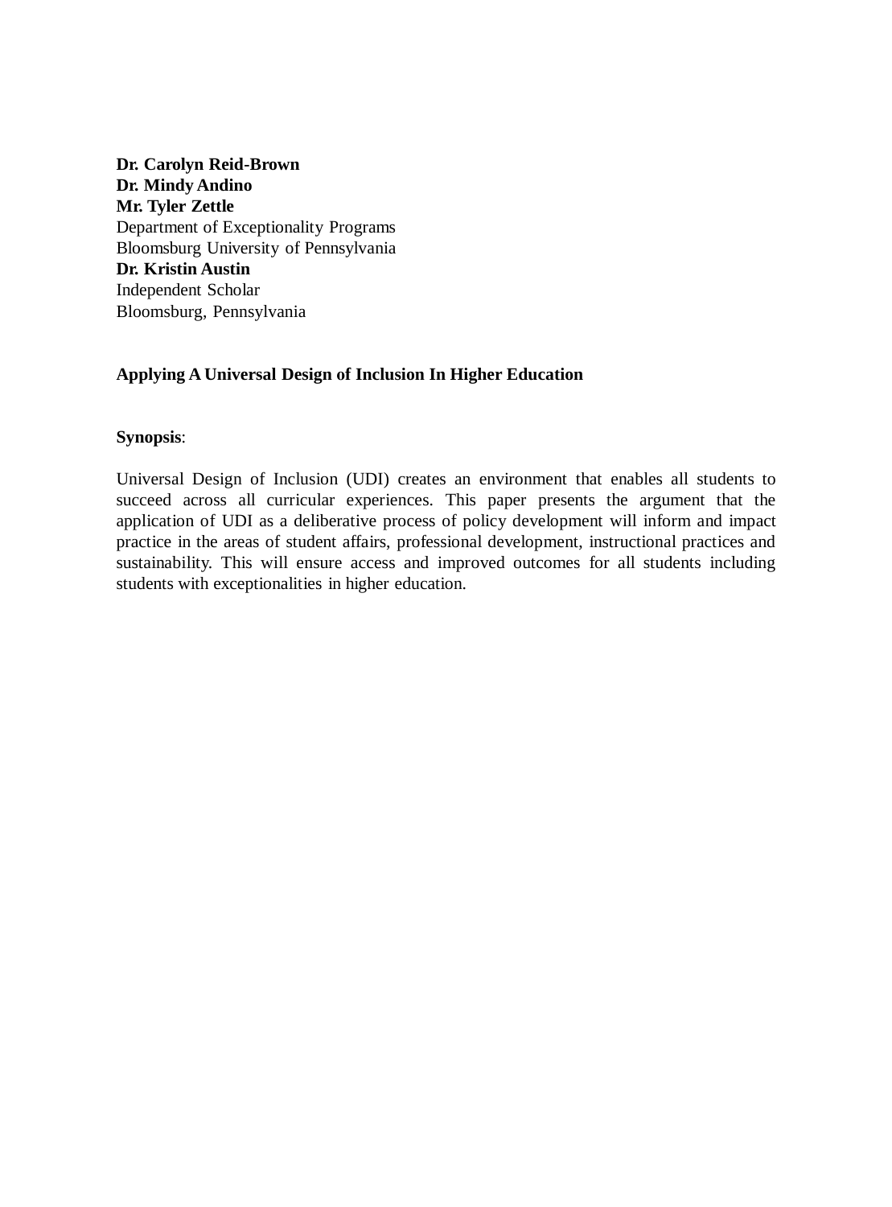**Dr. Carolyn Reid-Brown**
**Dr. Mindy Andino**
**Mr. Tyler Zettle**
Department of Exceptionality Programs
Bloomsburg University of Pennsylvania
**Dr. Kristin Austin**
Independent Scholar
Bloomsburg, Pennsylvania

# Applying A Universal Design of Inclusion In Higher Education

**Synopsis**:

Universal Design of Inclusion (UDI) creates an environment that enables all students to succeed across all curricular experiences. This paper presents the argument that the application of UDI as a deliberative process of policy development will inform and impact practice in the areas of student affairs, professional development, instructional practices and sustainability. This will ensure access and improved outcomes for all students including students with exceptionalities in higher education.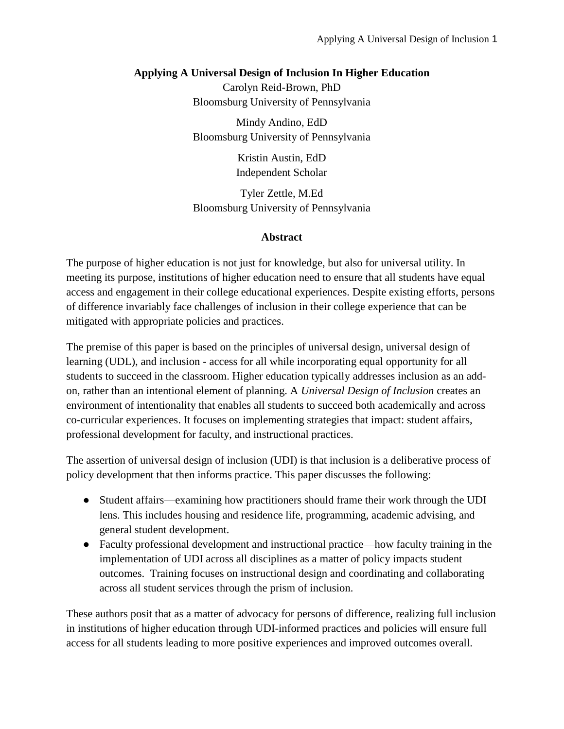# Applying A Universal Design of Inclusion In Higher Education

Carolyn Reid-Brown, PhD
Bloomsburg University of Pennsylvania

Mindy Andino, EdD
Bloomsburg University of Pennsylvania

Kristin Austin, EdD
Independent Scholar

Tyler Zettle, M.Ed
Bloomsburg University of Pennsylvania

## Abstract

The purpose of higher education is not just for knowledge, but also for universal utility. In meeting its purpose, institutions of higher education need to ensure that all students have equal access and engagement in their college educational experiences. Despite existing efforts, persons of difference invariably face challenges of inclusion in their college experience that can be mitigated with appropriate policies and practices.

The premise of this paper is based on the principles of universal design, universal design of learning (UDL), and inclusion - access for all while incorporating equal opportunity for all students to succeed in the classroom. Higher education typically addresses inclusion as an add-on, rather than an intentional element of planning. A *Universal Design of Inclusion* creates an environment of intentionality that enables all students to succeed both academically and across co-curricular experiences. It focuses on implementing strategies that impact: student affairs, professional development for faculty, and instructional practices.

The assertion of universal design of inclusion (UDI) is that inclusion is a deliberative process of policy development that then informs practice. This paper discusses the following:

- Student affairs—examining how practitioners should frame their work through the UDI lens. This includes housing and residence life, programming, academic advising, and general student development.
- Faculty professional development and instructional practice—how faculty training in the implementation of UDI across all disciplines as a matter of policy impacts student outcomes. Training focuses on instructional design and coordinating and collaborating across all student services through the prism of inclusion.

These authors posit that as a matter of advocacy for persons of difference, realizing full inclusion in institutions of higher education through UDI-informed practices and policies will ensure full access for all students leading to more positive experiences and improved outcomes overall.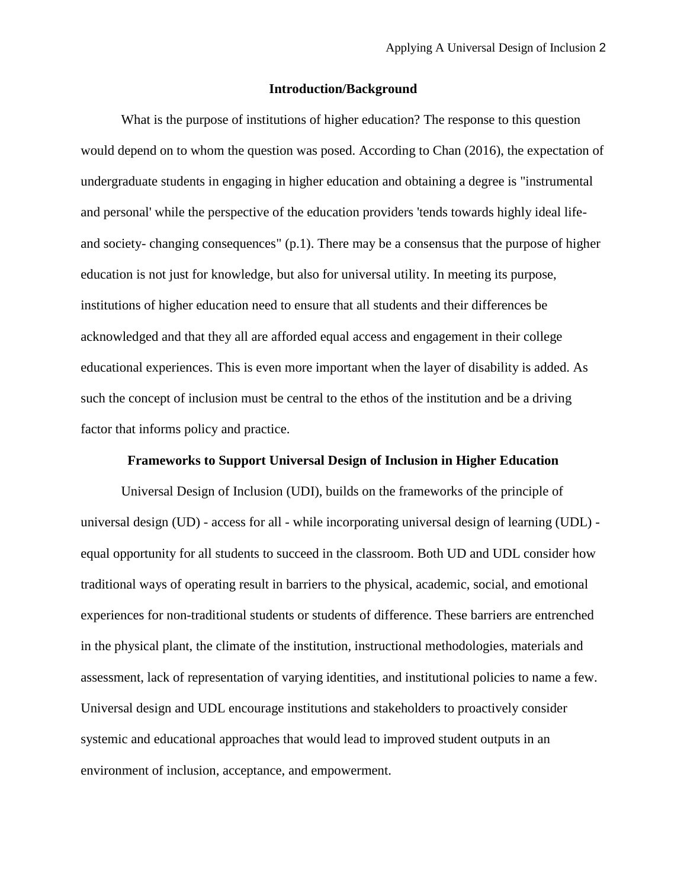## Introduction/Background

What is the purpose of institutions of higher education? The response to this question would depend on to whom the question was posed. According to Chan (2016), the expectation of undergraduate students in engaging in higher education and obtaining a degree is "instrumental and personal' while the perspective of the education providers 'tends towards highly ideal life- and society- changing consequences" (p.1). There may be a consensus that the purpose of higher education is not just for knowledge, but also for universal utility. In meeting its purpose, institutions of higher education need to ensure that all students and their differences be acknowledged and that they all are afforded equal access and engagement in their college educational experiences. This is even more important when the layer of disability is added. As such the concept of inclusion must be central to the ethos of the institution and be a driving factor that informs policy and practice.

## Frameworks to Support Universal Design of Inclusion in Higher Education

Universal Design of Inclusion (UDI), builds on the frameworks of the principle of universal design (UD) - access for all - while incorporating universal design of learning (UDL) - equal opportunity for all students to succeed in the classroom. Both UD and UDL consider how traditional ways of operating result in barriers to the physical, academic, social, and emotional experiences for non-traditional students or students of difference. These barriers are entrenched in the physical plant, the climate of the institution, instructional methodologies, materials and assessment, lack of representation of varying identities, and institutional policies to name a few. Universal design and UDL encourage institutions and stakeholders to proactively consider systemic and educational approaches that would lead to improved student outputs in an environment of inclusion, acceptance, and empowerment.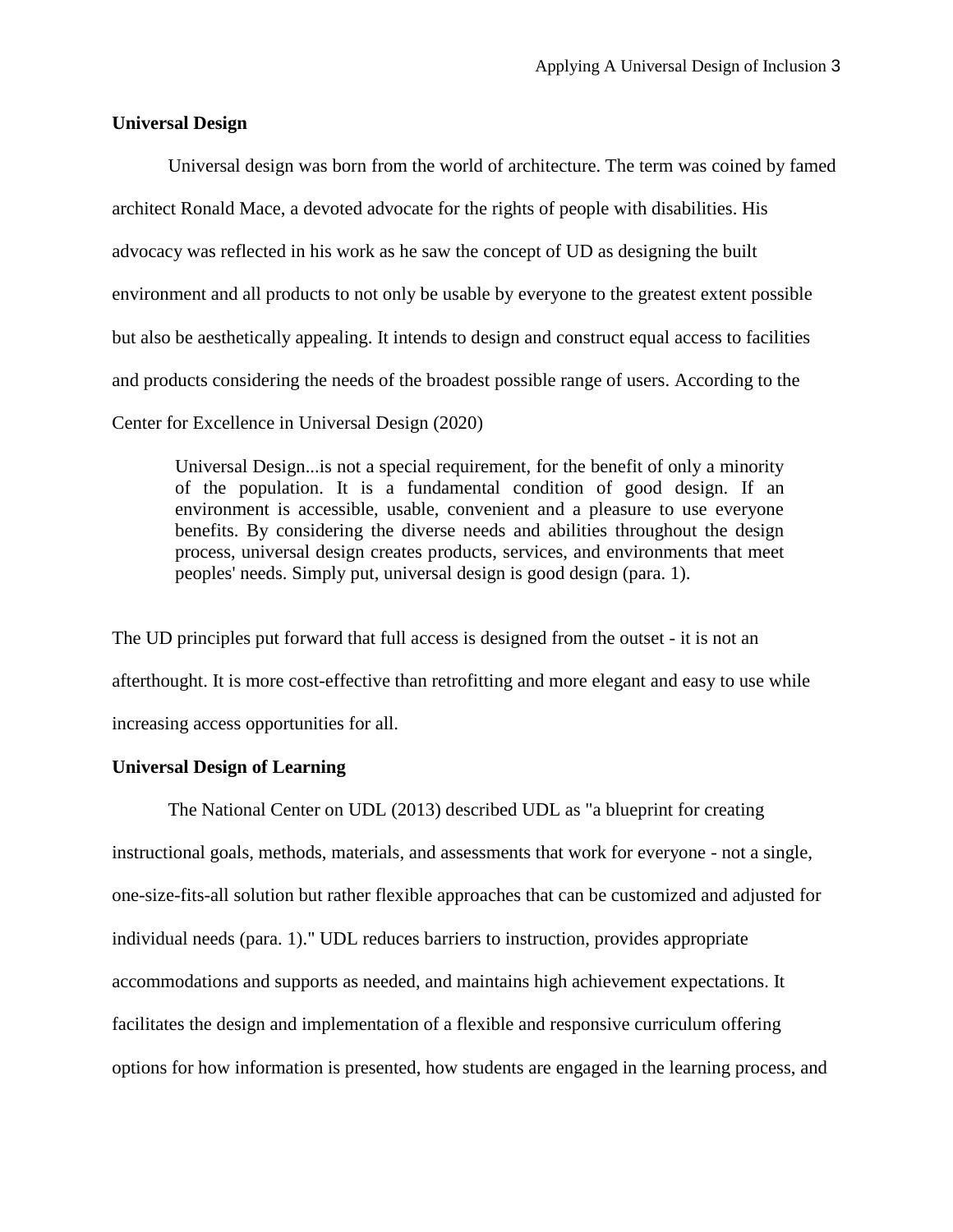**Universal Design**

Universal design was born from the world of architecture. The term was coined by famed architect Ronald Mace, a devoted advocate for the rights of people with disabilities. His advocacy was reflected in his work as he saw the concept of UD as designing the built environment and all products to not only be usable by everyone to the greatest extent possible but also be aesthetically appealing. It intends to design and construct equal access to facilities and products considering the needs of the broadest possible range of users. According to the Center for Excellence in Universal Design (2020)

> Universal Design...is not a special requirement, for the benefit of only a minority of the population. It is a fundamental condition of good design. If an environment is accessible, usable, convenient and a pleasure to use everyone benefits. By considering the diverse needs and abilities throughout the design process, universal design creates products, services, and environments that meet peoples' needs. Simply put, universal design is good design (para. 1).

The UD principles put forward that full access is designed from the outset - it is not an afterthought. It is more cost-effective than retrofitting and more elegant and easy to use while increasing access opportunities for all.

**Universal Design of Learning**

The National Center on UDL (2013) described UDL as "a blueprint for creating instructional goals, methods, materials, and assessments that work for everyone - not a single, one-size-fits-all solution but rather flexible approaches that can be customized and adjusted for individual needs (para. 1)." UDL reduces barriers to instruction, provides appropriate accommodations and supports as needed, and maintains high achievement expectations. It facilitates the design and implementation of a flexible and responsive curriculum offering options for how information is presented, how students are engaged in the learning process, and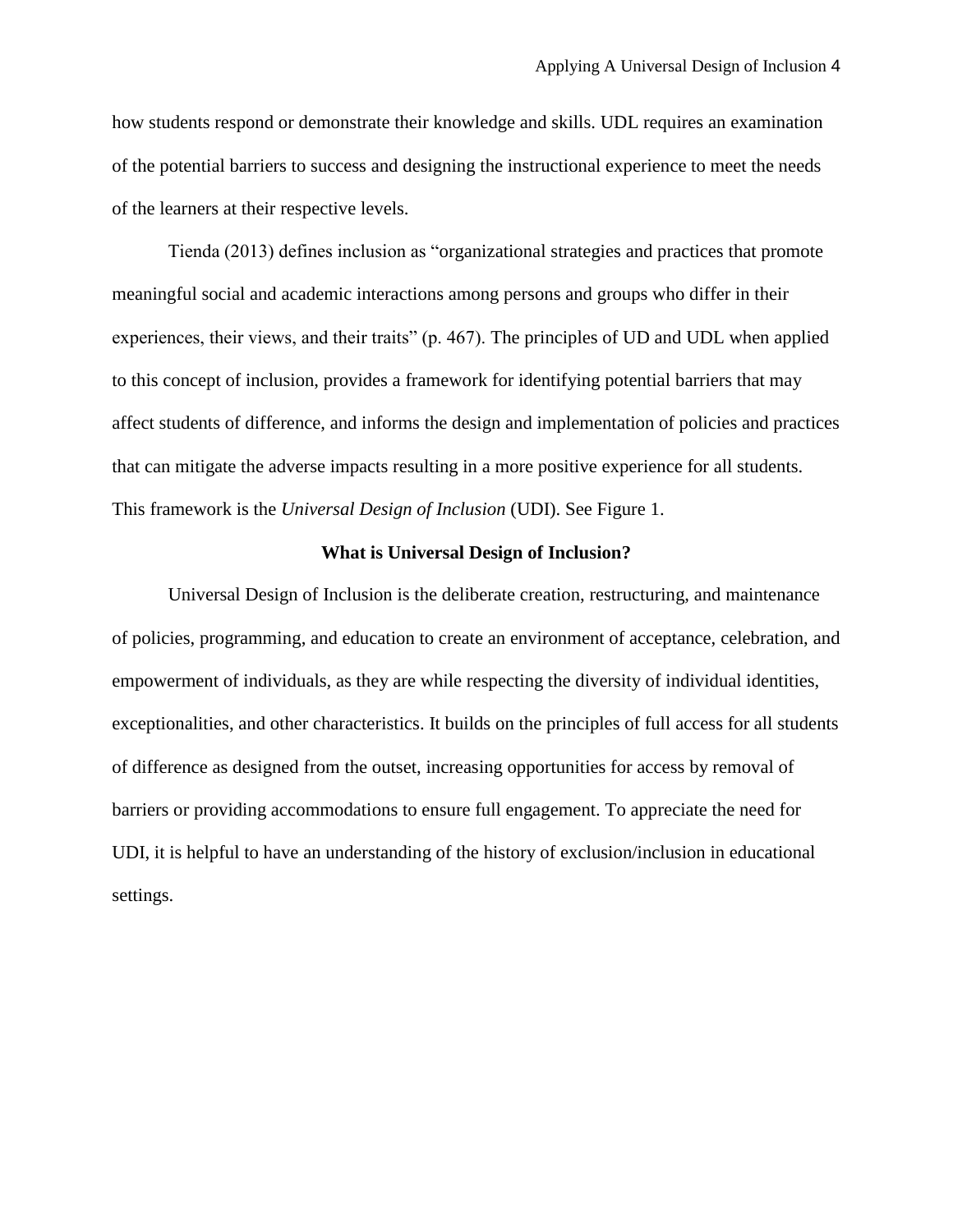how students respond or demonstrate their knowledge and skills. UDL requires an examination of the potential barriers to success and designing the instructional experience to meet the needs of the learners at their respective levels.

Tienda (2013) defines inclusion as "organizational strategies and practices that promote meaningful social and academic interactions among persons and groups who differ in their experiences, their views, and their traits" (p. 467). The principles of UD and UDL when applied to this concept of inclusion, provides a framework for identifying potential barriers that may affect students of difference, and informs the design and implementation of policies and practices that can mitigate the adverse impacts resulting in a more positive experience for all students. This framework is the *Universal Design of Inclusion* (UDI). See Figure 1.

## What is Universal Design of Inclusion?

Universal Design of Inclusion is the deliberate creation, restructuring, and maintenance of policies, programming, and education to create an environment of acceptance, celebration, and empowerment of individuals, as they are while respecting the diversity of individual identities, exceptionalities, and other characteristics. It builds on the principles of full access for all students of difference as designed from the outset, increasing opportunities for access by removal of barriers or providing accommodations to ensure full engagement. To appreciate the need for UDI, it is helpful to have an understanding of the history of exclusion/inclusion in educational settings.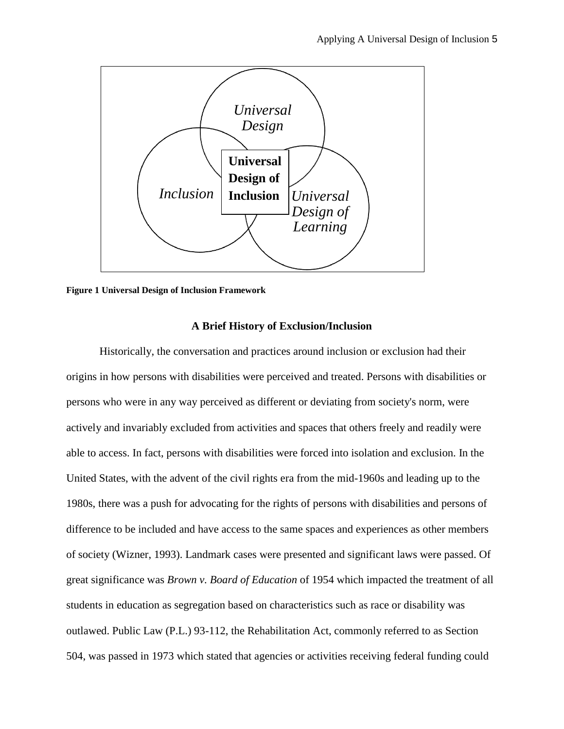**Figure 1 Universal Design of Inclusion Framework**

## A Brief History of Exclusion/Inclusion

Historically, the conversation and practices around inclusion or exclusion had their origins in how persons with disabilities were perceived and treated. Persons with disabilities or persons who were in any way perceived as different or deviating from society's norm, were actively and invariably excluded from activities and spaces that others freely and readily were able to access. In fact, persons with disabilities were forced into isolation and exclusion. In the United States, with the advent of the civil rights era from the mid-1960s and leading up to the 1980s, there was a push for advocating for the rights of persons with disabilities and persons of difference to be included and have access to the same spaces and experiences as other members of society (Wizner, 1993). Landmark cases were presented and significant laws were passed. Of great significance was *Brown v. Board of Education* of 1954 which impacted the treatment of all students in education as segregation based on characteristics such as race or disability was outlawed. Public Law (P.L.) 93-112, the Rehabilitation Act, commonly referred to as Section 504, was passed in 1973 which stated that agencies or activities receiving federal funding could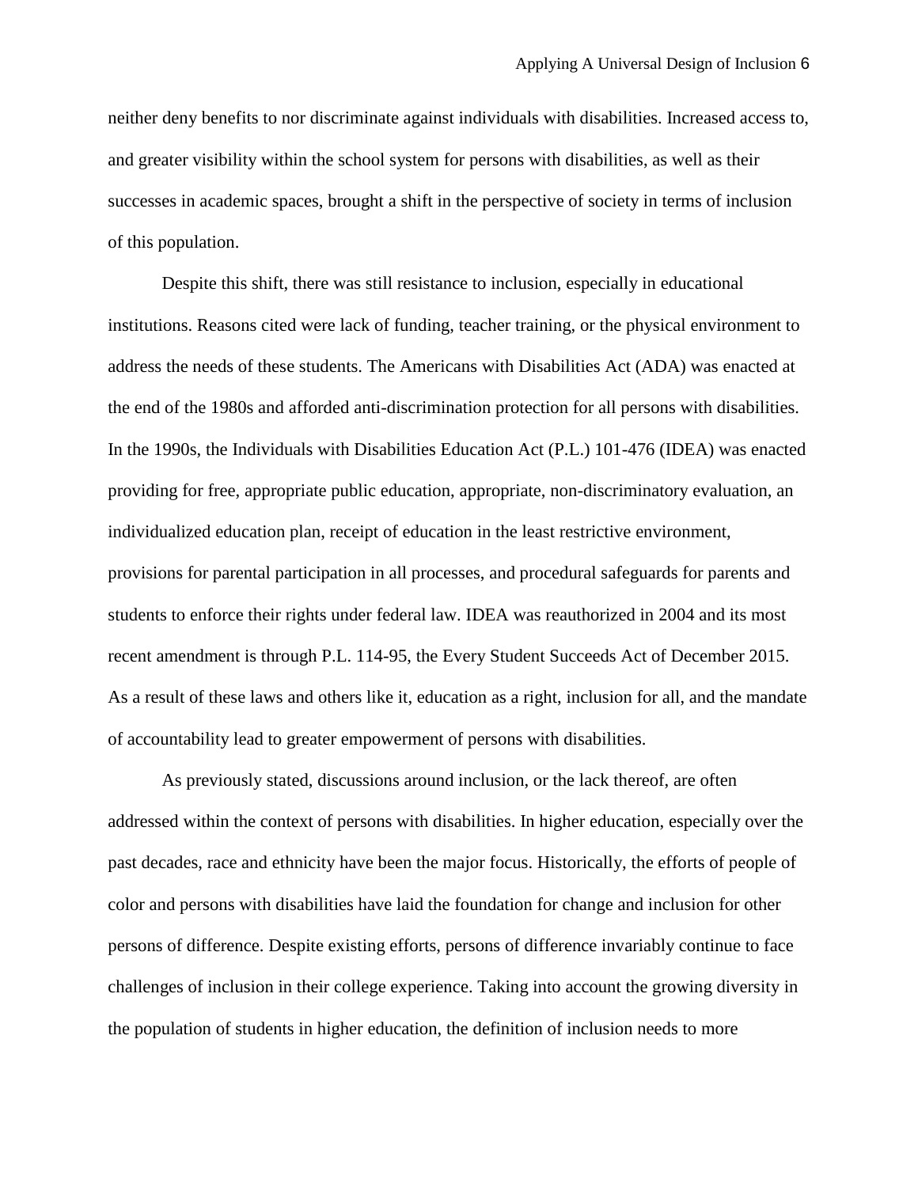neither deny benefits to nor discriminate against individuals with disabilities. Increased access to, and greater visibility within the school system for persons with disabilities, as well as their successes in academic spaces, brought a shift in the perspective of society in terms of inclusion of this population.

Despite this shift, there was still resistance to inclusion, especially in educational institutions. Reasons cited were lack of funding, teacher training, or the physical environment to address the needs of these students. The Americans with Disabilities Act (ADA) was enacted at the end of the 1980s and afforded anti-discrimination protection for all persons with disabilities. In the 1990s, the Individuals with Disabilities Education Act (P.L.) 101-476 (IDEA) was enacted providing for free, appropriate public education, appropriate, non-discriminatory evaluation, an individualized education plan, receipt of education in the least restrictive environment, provisions for parental participation in all processes, and procedural safeguards for parents and students to enforce their rights under federal law. IDEA was reauthorized in 2004 and its most recent amendment is through P.L. 114-95, the Every Student Succeeds Act of December 2015. As a result of these laws and others like it, education as a right, inclusion for all, and the mandate of accountability lead to greater empowerment of persons with disabilities.

As previously stated, discussions around inclusion, or the lack thereof, are often addressed within the context of persons with disabilities. In higher education, especially over the past decades, race and ethnicity have been the major focus. Historically, the efforts of people of color and persons with disabilities have laid the foundation for change and inclusion for other persons of difference. Despite existing efforts, persons of difference invariably continue to face challenges of inclusion in their college experience. Taking into account the growing diversity in the population of students in higher education, the definition of inclusion needs to more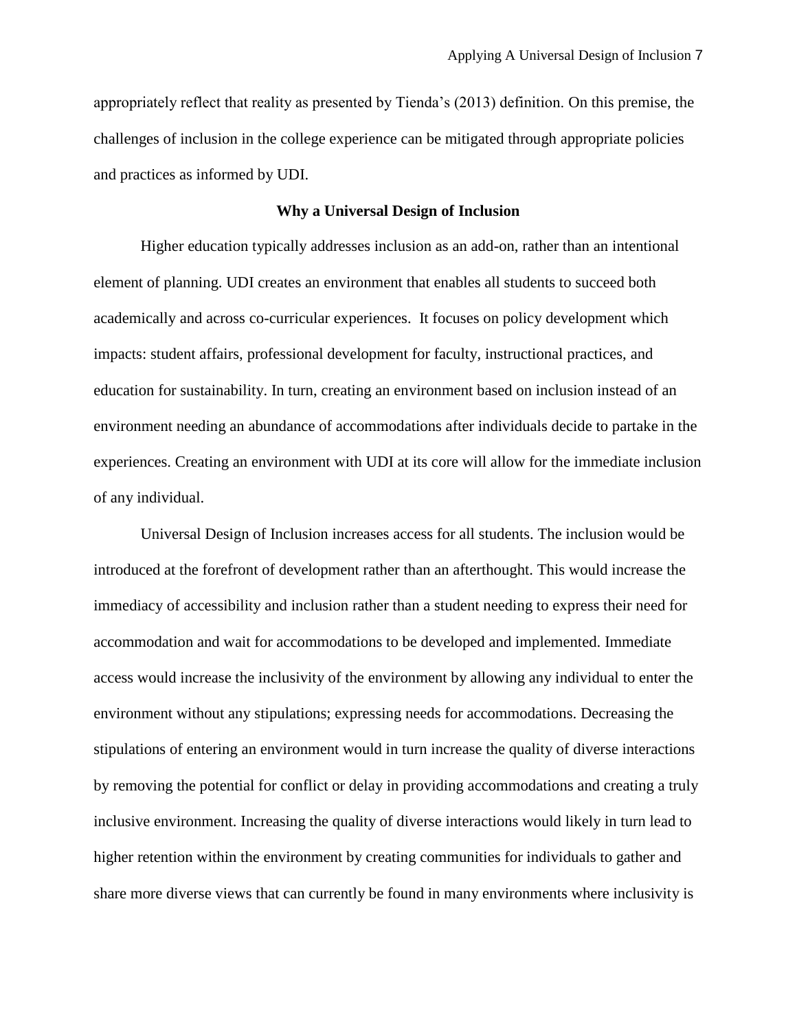appropriately reflect that reality as presented by Tienda's (2013) definition. On this premise, the challenges of inclusion in the college experience can be mitigated through appropriate policies and practices as informed by UDI.

## Why a Universal Design of Inclusion

Higher education typically addresses inclusion as an add-on, rather than an intentional element of planning. UDI creates an environment that enables all students to succeed both academically and across co-curricular experiences. It focuses on policy development which impacts: student affairs, professional development for faculty, instructional practices, and education for sustainability. In turn, creating an environment based on inclusion instead of an environment needing an abundance of accommodations after individuals decide to partake in the experiences. Creating an environment with UDI at its core will allow for the immediate inclusion of any individual.

Universal Design of Inclusion increases access for all students. The inclusion would be introduced at the forefront of development rather than an afterthought. This would increase the immediacy of accessibility and inclusion rather than a student needing to express their need for accommodation and wait for accommodations to be developed and implemented. Immediate access would increase the inclusivity of the environment by allowing any individual to enter the environment without any stipulations; expressing needs for accommodations. Decreasing the stipulations of entering an environment would in turn increase the quality of diverse interactions by removing the potential for conflict or delay in providing accommodations and creating a truly inclusive environment. Increasing the quality of diverse interactions would likely in turn lead to higher retention within the environment by creating communities for individuals to gather and share more diverse views that can currently be found in many environments where inclusivity is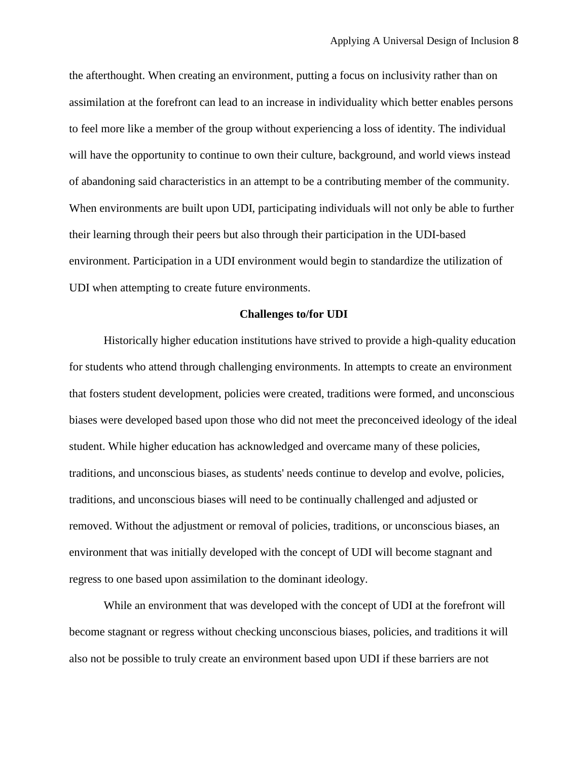the afterthought. When creating an environment, putting a focus on inclusivity rather than on assimilation at the forefront can lead to an increase in individuality which better enables persons to feel more like a member of the group without experiencing a loss of identity. The individual will have the opportunity to continue to own their culture, background, and world views instead of abandoning said characteristics in an attempt to be a contributing member of the community. When environments are built upon UDI, participating individuals will not only be able to further their learning through their peers but also through their participation in the UDI-based environment. Participation in a UDI environment would begin to standardize the utilization of UDI when attempting to create future environments.

**Challenges to/for UDI**

Historically higher education institutions have strived to provide a high-quality education for students who attend through challenging environments. In attempts to create an environment that fosters student development, policies were created, traditions were formed, and unconscious biases were developed based upon those who did not meet the preconceived ideology of the ideal student. While higher education has acknowledged and overcame many of these policies, traditions, and unconscious biases, as students' needs continue to develop and evolve, policies, traditions, and unconscious biases will need to be continually challenged and adjusted or removed. Without the adjustment or removal of policies, traditions, or unconscious biases, an environment that was initially developed with the concept of UDI will become stagnant and regress to one based upon assimilation to the dominant ideology.

While an environment that was developed with the concept of UDI at the forefront will become stagnant or regress without checking unconscious biases, policies, and traditions it will also not be possible to truly create an environment based upon UDI if these barriers are not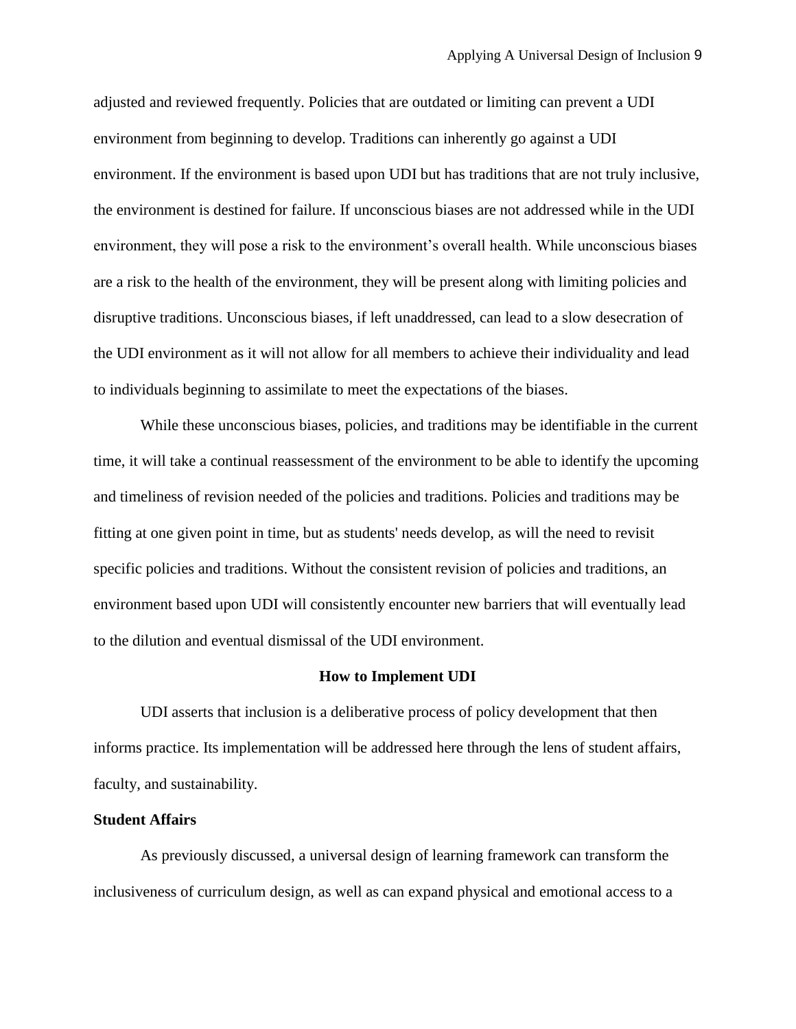adjusted and reviewed frequently. Policies that are outdated or limiting can prevent a UDI environment from beginning to develop. Traditions can inherently go against a UDI environment. If the environment is based upon UDI but has traditions that are not truly inclusive, the environment is destined for failure. If unconscious biases are not addressed while in the UDI environment, they will pose a risk to the environment's overall health. While unconscious biases are a risk to the health of the environment, they will be present along with limiting policies and disruptive traditions. Unconscious biases, if left unaddressed, can lead to a slow desecration of the UDI environment as it will not allow for all members to achieve their individuality and lead to individuals beginning to assimilate to meet the expectations of the biases.

While these unconscious biases, policies, and traditions may be identifiable in the current time, it will take a continual reassessment of the environment to be able to identify the upcoming and timeliness of revision needed of the policies and traditions. Policies and traditions may be fitting at one given point in time, but as students' needs develop, as will the need to revisit specific policies and traditions. Without the consistent revision of policies and traditions, an environment based upon UDI will consistently encounter new barriers that will eventually lead to the dilution and eventual dismissal of the UDI environment.

## How to Implement UDI

UDI asserts that inclusion is a deliberative process of policy development that then informs practice. Its implementation will be addressed here through the lens of student affairs, faculty, and sustainability.

### Student Affairs

As previously discussed, a universal design of learning framework can transform the inclusiveness of curriculum design, as well as can expand physical and emotional access to a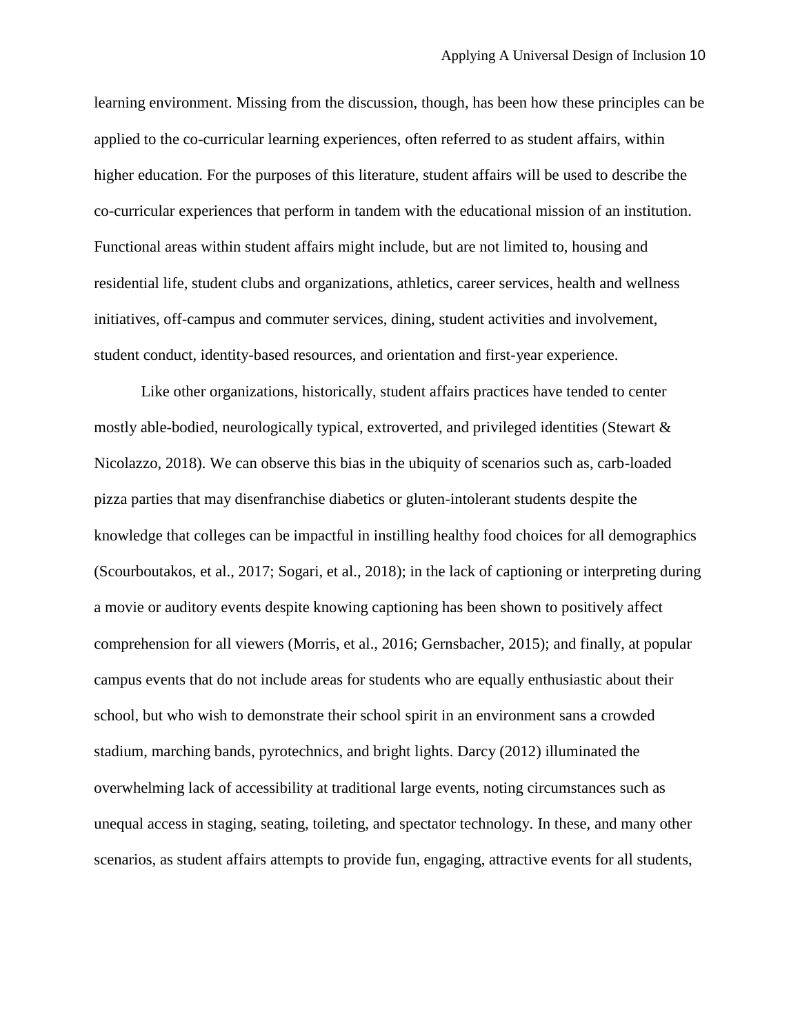learning environment. Missing from the discussion, though, has been how these principles can be applied to the co-curricular learning experiences, often referred to as student affairs, within higher education. For the purposes of this literature, student affairs will be used to describe the co-curricular experiences that perform in tandem with the educational mission of an institution. Functional areas within student affairs might include, but are not limited to, housing and residential life, student clubs and organizations, athletics, career services, health and wellness initiatives, off-campus and commuter services, dining, student activities and involvement, student conduct, identity-based resources, and orientation and first-year experience.

Like other organizations, historically, student affairs practices have tended to center mostly able-bodied, neurologically typical, extroverted, and privileged identities (Stewart & Nicolazzo, 2018). We can observe this bias in the ubiquity of scenarios such as, carb-loaded pizza parties that may disenfranchise diabetics or gluten-intolerant students despite the knowledge that colleges can be impactful in instilling healthy food choices for all demographics (Scourboutakos, et al., 2017; Sogari, et al., 2018); in the lack of captioning or interpreting during a movie or auditory events despite knowing captioning has been shown to positively affect comprehension for all viewers (Morris, et al., 2016; Gernsbacher, 2015); and finally, at popular campus events that do not include areas for students who are equally enthusiastic about their school, but who wish to demonstrate their school spirit in an environment sans a crowded stadium, marching bands, pyrotechnics, and bright lights. Darcy (2012) illuminated the overwhelming lack of accessibility at traditional large events, noting circumstances such as unequal access in staging, seating, toileting, and spectator technology. In these, and many other scenarios, as student affairs attempts to provide fun, engaging, attractive events for all students,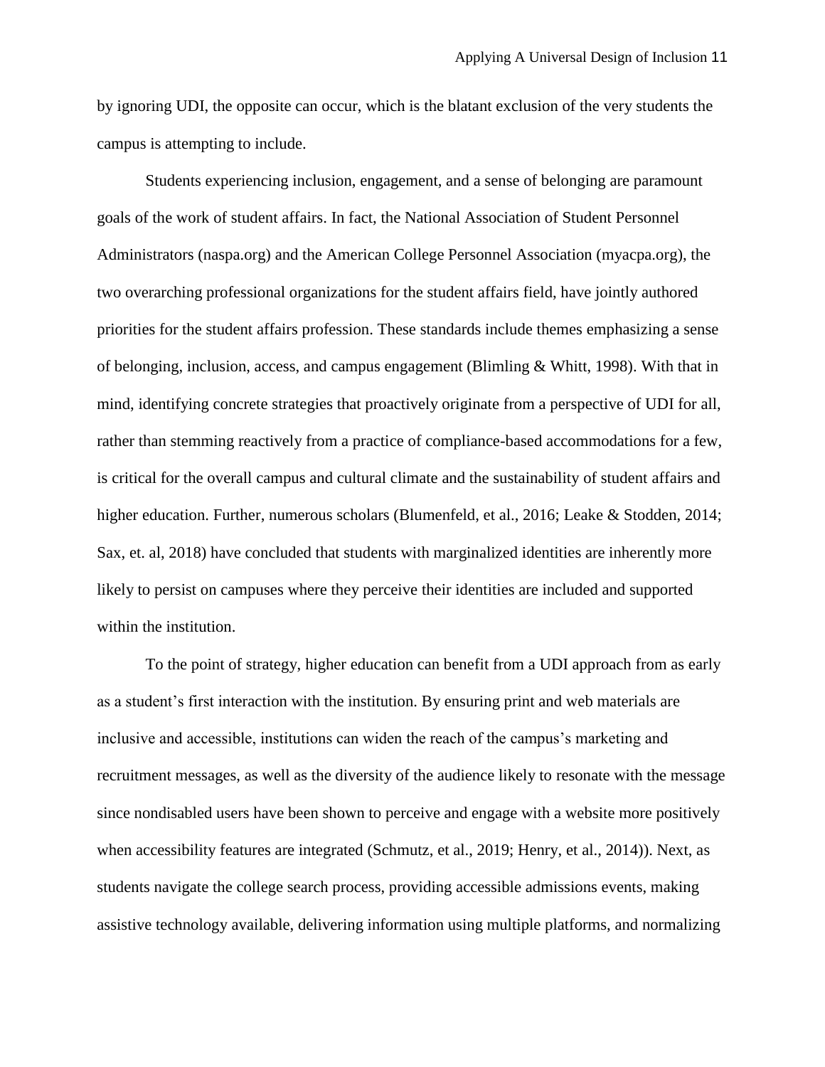by ignoring UDI, the opposite can occur, which is the blatant exclusion of the very students the campus is attempting to include.

Students experiencing inclusion, engagement, and a sense of belonging are paramount goals of the work of student affairs. In fact, the National Association of Student Personnel Administrators (naspa.org) and the American College Personnel Association (myacpa.org), the two overarching professional organizations for the student affairs field, have jointly authored priorities for the student affairs profession. These standards include themes emphasizing a sense of belonging, inclusion, access, and campus engagement (Blimling & Whitt, 1998). With that in mind, identifying concrete strategies that proactively originate from a perspective of UDI for all, rather than stemming reactively from a practice of compliance-based accommodations for a few, is critical for the overall campus and cultural climate and the sustainability of student affairs and higher education. Further, numerous scholars (Blumenfeld, et al., 2016; Leake & Stodden, 2014; Sax, et. al, 2018) have concluded that students with marginalized identities are inherently more likely to persist on campuses where they perceive their identities are included and supported within the institution.

To the point of strategy, higher education can benefit from a UDI approach from as early as a student's first interaction with the institution. By ensuring print and web materials are inclusive and accessible, institutions can widen the reach of the campus's marketing and recruitment messages, as well as the diversity of the audience likely to resonate with the message since nondisabled users have been shown to perceive and engage with a website more positively when accessibility features are integrated (Schmutz, et al., 2019; Henry, et al., 2014)). Next, as students navigate the college search process, providing accessible admissions events, making assistive technology available, delivering information using multiple platforms, and normalizing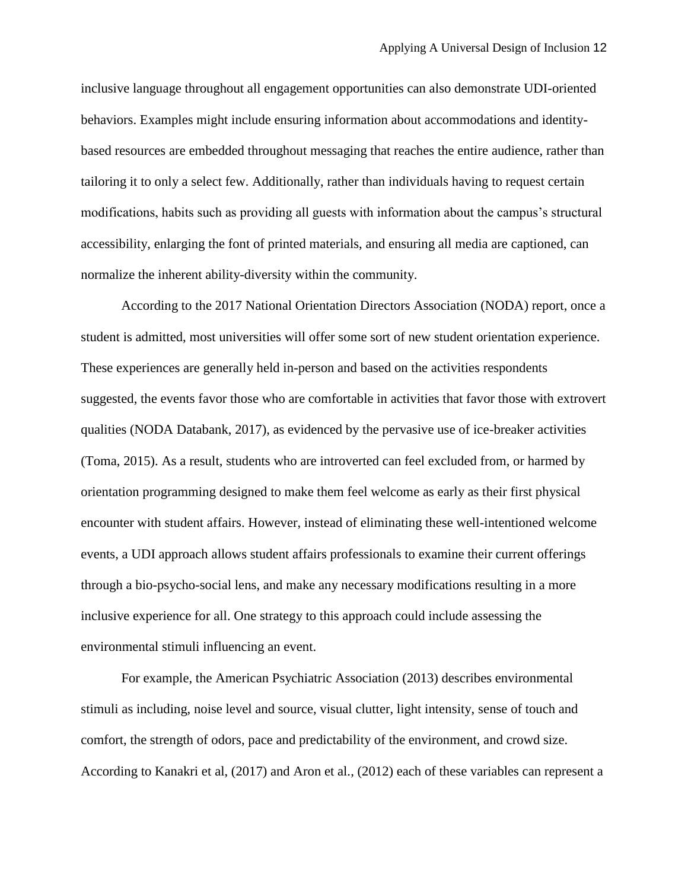inclusive language throughout all engagement opportunities can also demonstrate UDI-oriented behaviors. Examples might include ensuring information about accommodations and identity-based resources are embedded throughout messaging that reaches the entire audience, rather than tailoring it to only a select few. Additionally, rather than individuals having to request certain modifications, habits such as providing all guests with information about the campus's structural accessibility, enlarging the font of printed materials, and ensuring all media are captioned, can normalize the inherent ability-diversity within the community.

According to the 2017 National Orientation Directors Association (NODA) report, once a student is admitted, most universities will offer some sort of new student orientation experience. These experiences are generally held in-person and based on the activities respondents suggested, the events favor those who are comfortable in activities that favor those with extrovert qualities (NODA Databank, 2017), as evidenced by the pervasive use of ice-breaker activities (Toma, 2015). As a result, students who are introverted can feel excluded from, or harmed by orientation programming designed to make them feel welcome as early as their first physical encounter with student affairs. However, instead of eliminating these well-intentioned welcome events, a UDI approach allows student affairs professionals to examine their current offerings through a bio-psycho-social lens, and make any necessary modifications resulting in a more inclusive experience for all. One strategy to this approach could include assessing the environmental stimuli influencing an event.

For example, the American Psychiatric Association (2013) describes environmental stimuli as including, noise level and source, visual clutter, light intensity, sense of touch and comfort, the strength of odors, pace and predictability of the environment, and crowd size. According to Kanakri et al, (2017) and Aron et al., (2012) each of these variables can represent a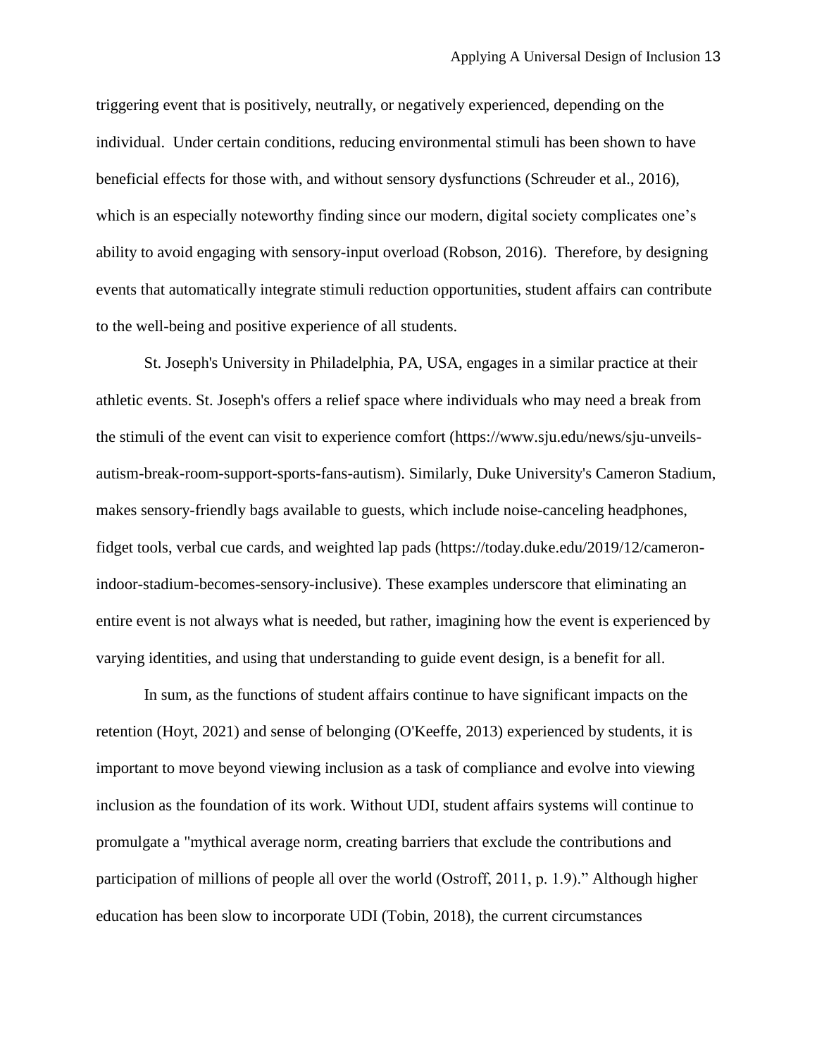triggering event that is positively, neutrally, or negatively experienced, depending on the individual. Under certain conditions, reducing environmental stimuli has been shown to have beneficial effects for those with, and without sensory dysfunctions (Schreuder et al., 2016), which is an especially noteworthy finding since our modern, digital society complicates one's ability to avoid engaging with sensory-input overload (Robson, 2016). Therefore, by designing events that automatically integrate stimuli reduction opportunities, student affairs can contribute to the well-being and positive experience of all students.

St. Joseph's University in Philadelphia, PA, USA, engages in a similar practice at their athletic events. St. Joseph's offers a relief space where individuals who may need a break from the stimuli of the event can visit to experience comfort (https://www.sju.edu/news/sju-unveils-autism-break-room-support-sports-fans-autism). Similarly, Duke University's Cameron Stadium, makes sensory-friendly bags available to guests, which include noise-canceling headphones, fidget tools, verbal cue cards, and weighted lap pads (https://today.duke.edu/2019/12/cameron-indoor-stadium-becomes-sensory-inclusive). These examples underscore that eliminating an entire event is not always what is needed, but rather, imagining how the event is experienced by varying identities, and using that understanding to guide event design, is a benefit for all.

In sum, as the functions of student affairs continue to have significant impacts on the retention (Hoyt, 2021) and sense of belonging (O'Keeffe, 2013) experienced by students, it is important to move beyond viewing inclusion as a task of compliance and evolve into viewing inclusion as the foundation of its work. Without UDI, student affairs systems will continue to promulgate a "mythical average norm, creating barriers that exclude the contributions and participation of millions of people all over the world (Ostroff, 2011, p. 1.9)." Although higher education has been slow to incorporate UDI (Tobin, 2018), the current circumstances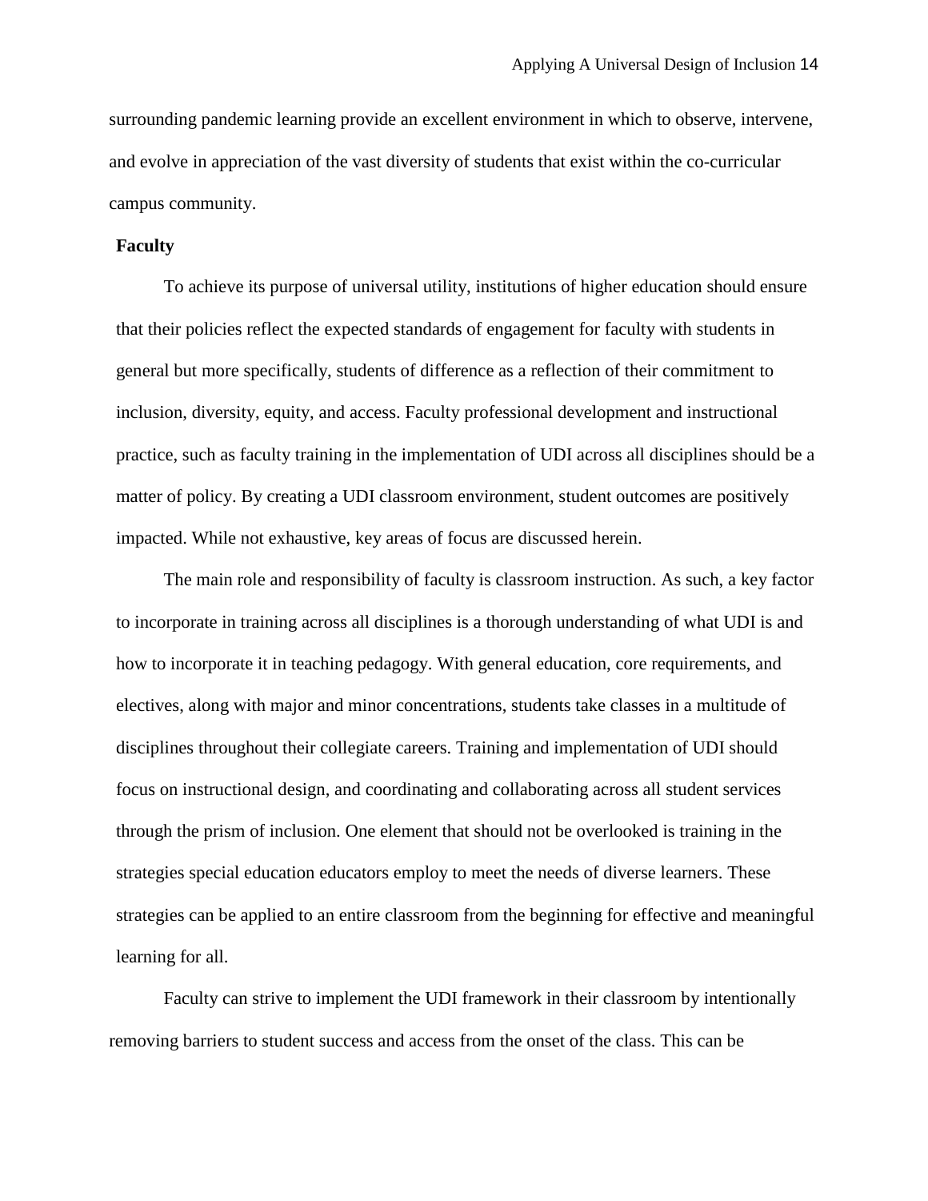surrounding pandemic learning provide an excellent environment in which to observe, intervene, and evolve in appreciation of the vast diversity of students that exist within the co-curricular campus community.

**Faculty**

To achieve its purpose of universal utility, institutions of higher education should ensure that their policies reflect the expected standards of engagement for faculty with students in general but more specifically, students of difference as a reflection of their commitment to inclusion, diversity, equity, and access. Faculty professional development and instructional practice, such as faculty training in the implementation of UDI across all disciplines should be a matter of policy. By creating a UDI classroom environment, student outcomes are positively impacted. While not exhaustive, key areas of focus are discussed herein.

The main role and responsibility of faculty is classroom instruction. As such, a key factor to incorporate in training across all disciplines is a thorough understanding of what UDI is and how to incorporate it in teaching pedagogy. With general education, core requirements, and electives, along with major and minor concentrations, students take classes in a multitude of disciplines throughout their collegiate careers. Training and implementation of UDI should focus on instructional design, and coordinating and collaborating across all student services through the prism of inclusion. One element that should not be overlooked is training in the strategies special education educators employ to meet the needs of diverse learners. These strategies can be applied to an entire classroom from the beginning for effective and meaningful learning for all.

Faculty can strive to implement the UDI framework in their classroom by intentionally removing barriers to student success and access from the onset of the class. This can be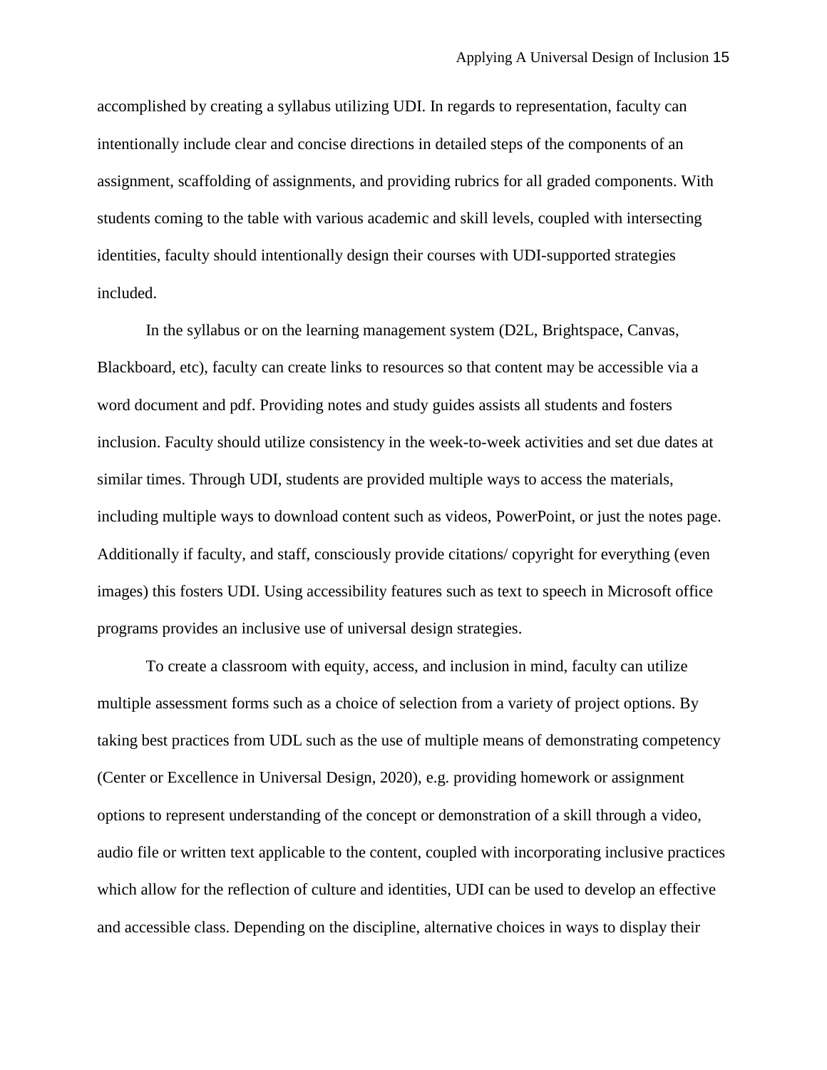accomplished by creating a syllabus utilizing UDI. In regards to representation, faculty can intentionally include clear and concise directions in detailed steps of the components of an assignment, scaffolding of assignments, and providing rubrics for all graded components. With students coming to the table with various academic and skill levels, coupled with intersecting identities, faculty should intentionally design their courses with UDI-supported strategies included.

In the syllabus or on the learning management system (D2L, Brightspace, Canvas, Blackboard, etc), faculty can create links to resources so that content may be accessible via a word document and pdf. Providing notes and study guides assists all students and fosters inclusion. Faculty should utilize consistency in the week-to-week activities and set due dates at similar times. Through UDI, students are provided multiple ways to access the materials, including multiple ways to download content such as videos, PowerPoint, or just the notes page. Additionally if faculty, and staff, consciously provide citations/ copyright for everything (even images) this fosters UDI. Using accessibility features such as text to speech in Microsoft office programs provides an inclusive use of universal design strategies.

To create a classroom with equity, access, and inclusion in mind, faculty can utilize multiple assessment forms such as a choice of selection from a variety of project options. By taking best practices from UDL such as the use of multiple means of demonstrating competency (Center or Excellence in Universal Design, 2020), e.g. providing homework or assignment options to represent understanding of the concept or demonstration of a skill through a video, audio file or written text applicable to the content, coupled with incorporating inclusive practices which allow for the reflection of culture and identities, UDI can be used to develop an effective and accessible class. Depending on the discipline, alternative choices in ways to display their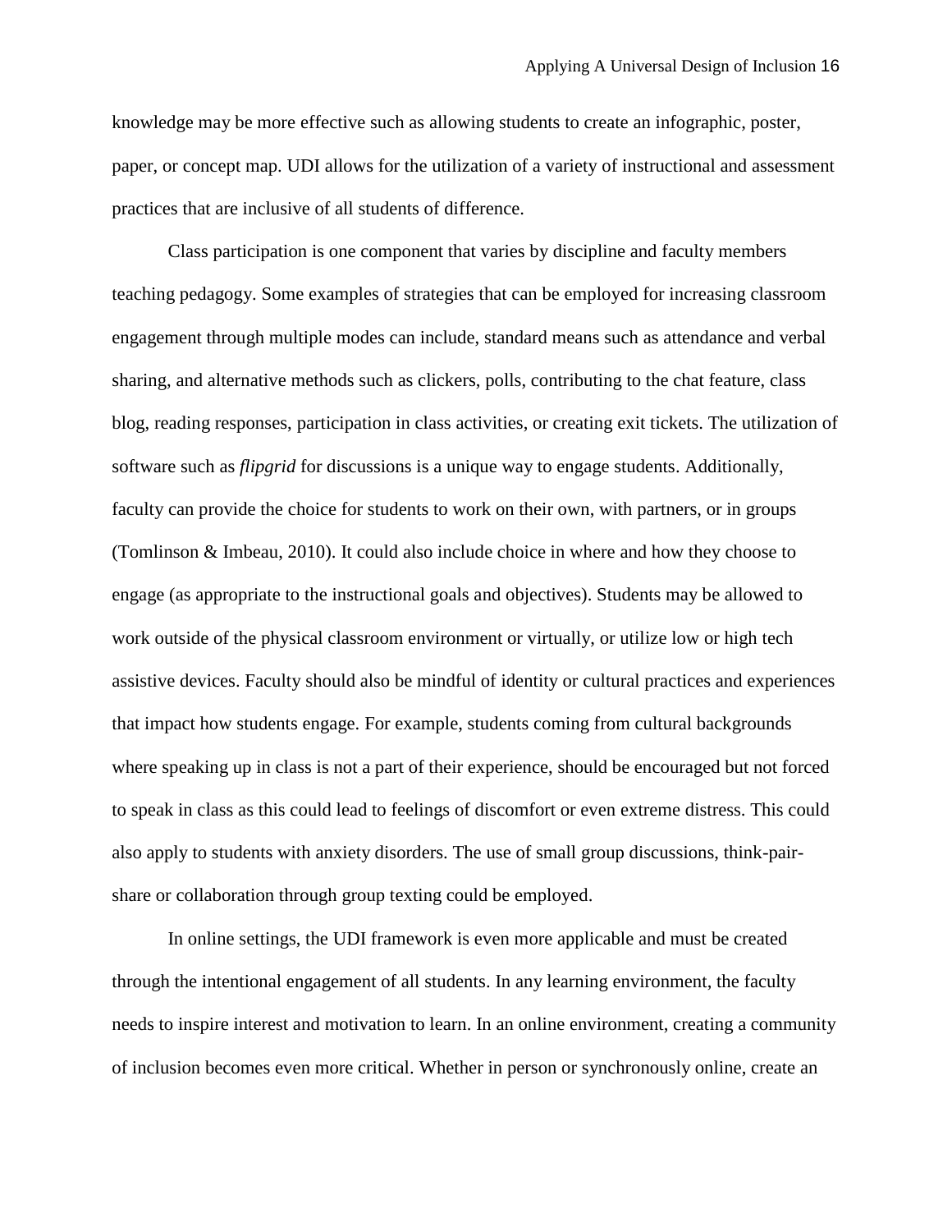knowledge may be more effective such as allowing students to create an infographic, poster, paper, or concept map. UDI allows for the utilization of a variety of instructional and assessment practices that are inclusive of all students of difference.

Class participation is one component that varies by discipline and faculty members teaching pedagogy. Some examples of strategies that can be employed for increasing classroom engagement through multiple modes can include, standard means such as attendance and verbal sharing, and alternative methods such as clickers, polls, contributing to the chat feature, class blog, reading responses, participation in class activities, or creating exit tickets. The utilization of software such as *flipgrid* for discussions is a unique way to engage students. Additionally, faculty can provide the choice for students to work on their own, with partners, or in groups (Tomlinson & Imbeau, 2010). It could also include choice in where and how they choose to engage (as appropriate to the instructional goals and objectives). Students may be allowed to work outside of the physical classroom environment or virtually, or utilize low or high tech assistive devices. Faculty should also be mindful of identity or cultural practices and experiences that impact how students engage. For example, students coming from cultural backgrounds where speaking up in class is not a part of their experience, should be encouraged but not forced to speak in class as this could lead to feelings of discomfort or even extreme distress. This could also apply to students with anxiety disorders. The use of small group discussions, think-pair-share or collaboration through group texting could be employed.

In online settings, the UDI framework is even more applicable and must be created through the intentional engagement of all students. In any learning environment, the faculty needs to inspire interest and motivation to learn. In an online environment, creating a community of inclusion becomes even more critical. Whether in person or synchronously online, create an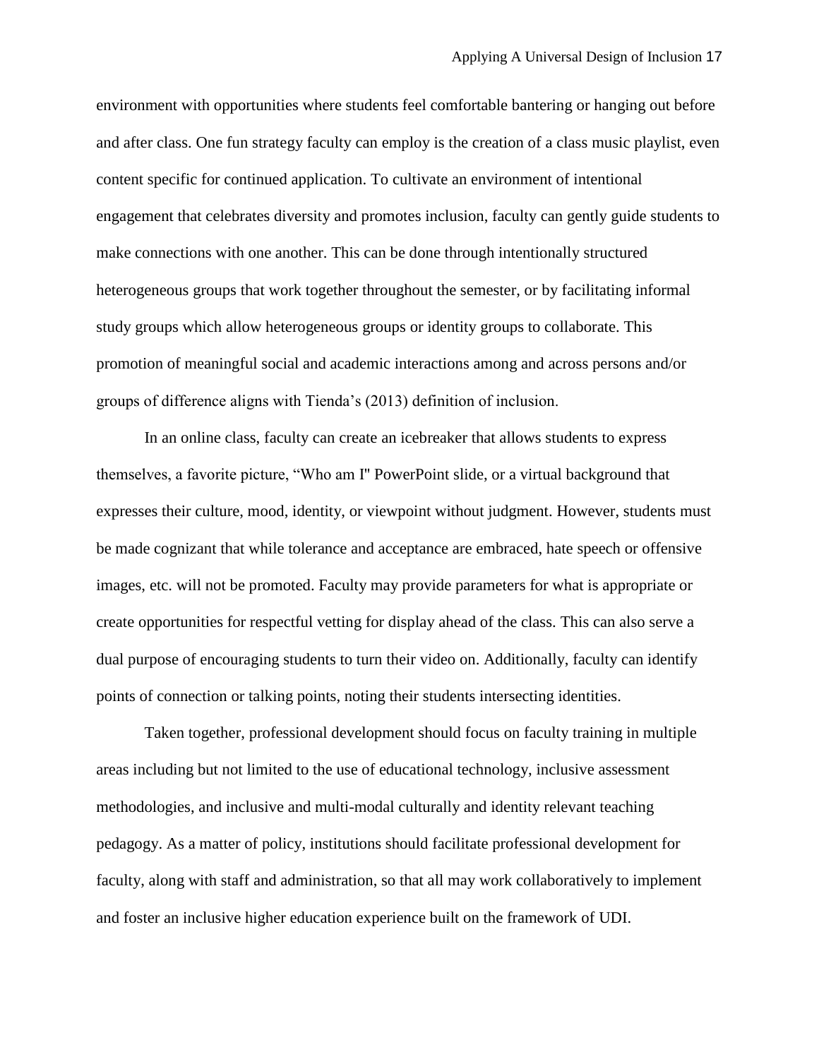environment with opportunities where students feel comfortable bantering or hanging out before and after class. One fun strategy faculty can employ is the creation of a class music playlist, even content specific for continued application. To cultivate an environment of intentional engagement that celebrates diversity and promotes inclusion, faculty can gently guide students to make connections with one another. This can be done through intentionally structured heterogeneous groups that work together throughout the semester, or by facilitating informal study groups which allow heterogeneous groups or identity groups to collaborate. This promotion of meaningful social and academic interactions among and across persons and/or groups of difference aligns with Tienda's (2013) definition of inclusion.

In an online class, faculty can create an icebreaker that allows students to express themselves, a favorite picture, "Who am I" PowerPoint slide, or a virtual background that expresses their culture, mood, identity, or viewpoint without judgment. However, students must be made cognizant that while tolerance and acceptance are embraced, hate speech or offensive images, etc. will not be promoted. Faculty may provide parameters for what is appropriate or create opportunities for respectful vetting for display ahead of the class. This can also serve a dual purpose of encouraging students to turn their video on. Additionally, faculty can identify points of connection or talking points, noting their students intersecting identities.

Taken together, professional development should focus on faculty training in multiple areas including but not limited to the use of educational technology, inclusive assessment methodologies, and inclusive and multi-modal culturally and identity relevant teaching pedagogy. As a matter of policy, institutions should facilitate professional development for faculty, along with staff and administration, so that all may work collaboratively to implement and foster an inclusive higher education experience built on the framework of UDI.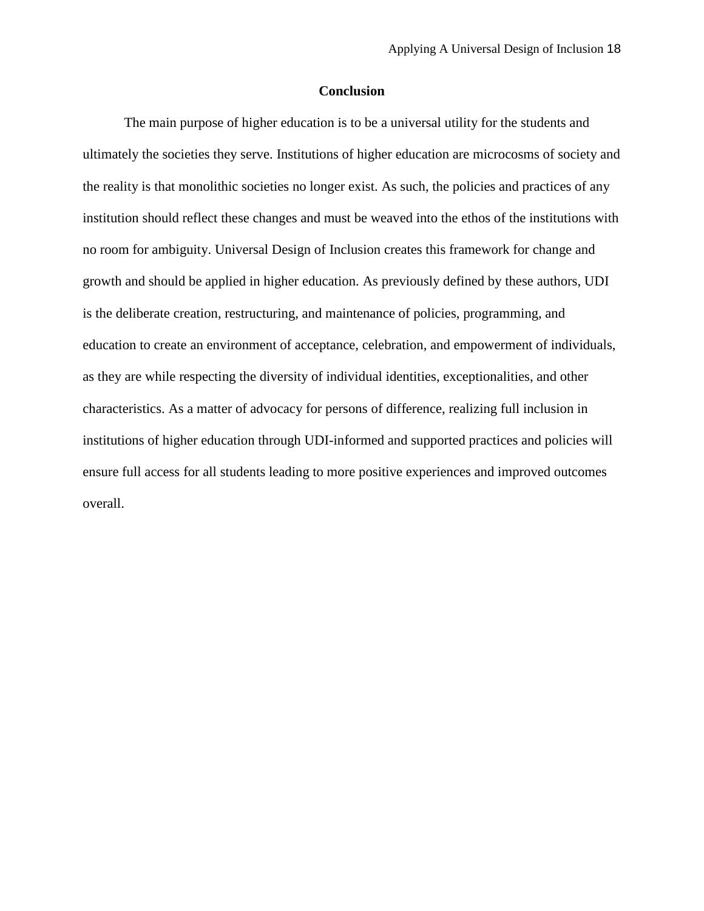## Conclusion

The main purpose of higher education is to be a universal utility for the students and ultimately the societies they serve. Institutions of higher education are microcosms of society and the reality is that monolithic societies no longer exist. As such, the policies and practices of any institution should reflect these changes and must be weaved into the ethos of the institutions with no room for ambiguity. Universal Design of Inclusion creates this framework for change and growth and should be applied in higher education. As previously defined by these authors, UDI is the deliberate creation, restructuring, and maintenance of policies, programming, and education to create an environment of acceptance, celebration, and empowerment of individuals, as they are while respecting the diversity of individual identities, exceptionalities, and other characteristics. As a matter of advocacy for persons of difference, realizing full inclusion in institutions of higher education through UDI-informed and supported practices and policies will ensure full access for all students leading to more positive experiences and improved outcomes overall.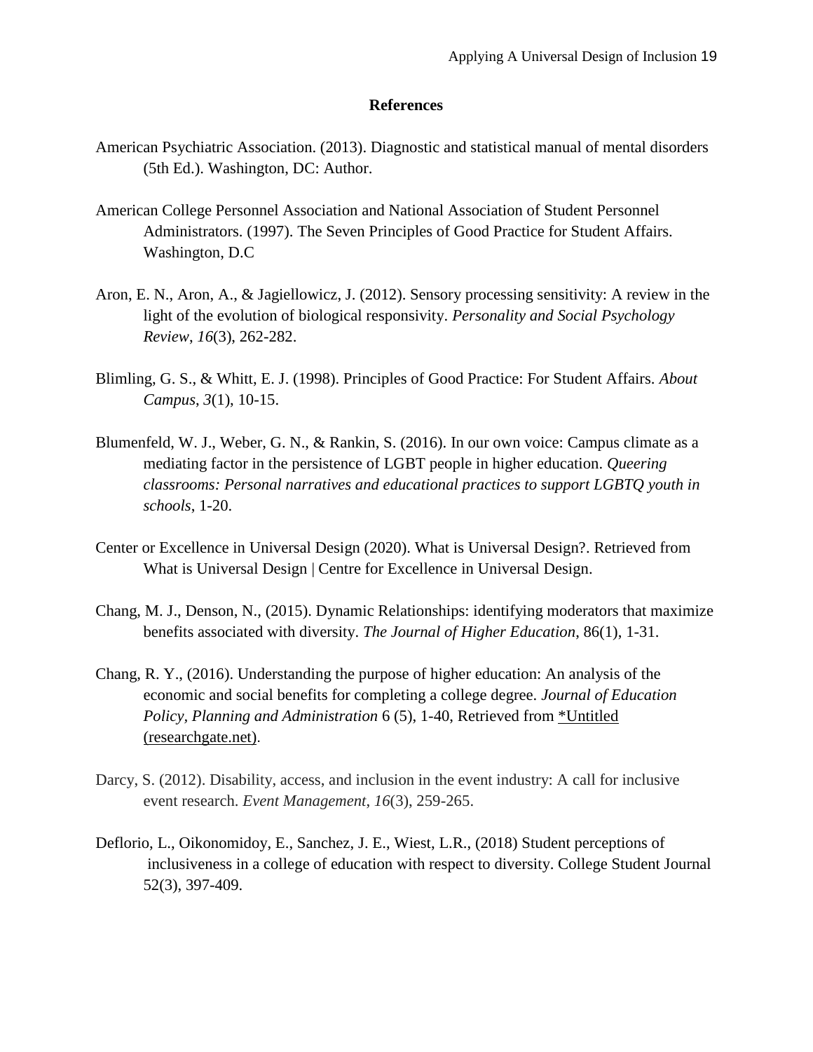**References**

American Psychiatric Association. (2013). Diagnostic and statistical manual of mental disorders (5th Ed.). Washington, DC: Author.

American College Personnel Association and National Association of Student Personnel Administrators. (1997). The Seven Principles of Good Practice for Student Affairs. Washington, D.C

Aron, E. N., Aron, A., & Jagiellowicz, J. (2012). Sensory processing sensitivity: A review in the light of the evolution of biological responsivity. *Personality and Social Psychology Review*, *16*(3), 262-282.

Blimling, G. S., & Whitt, E. J. (1998). Principles of Good Practice: For Student Affairs. *About Campus*, *3*(1), 10-15.

Blumenfeld, W. J., Weber, G. N., & Rankin, S. (2016). In our own voice: Campus climate as a mediating factor in the persistence of LGBT people in higher education. *Queering classrooms: Personal narratives and educational practices to support LGBTQ youth in schools*, 1-20.

Center or Excellence in Universal Design (2020). What is Universal Design?. Retrieved from What is Universal Design | Centre for Excellence in Universal Design.

Chang, M. J., Denson, N., (2015). Dynamic Relationships: identifying moderators that maximize benefits associated with diversity. *The Journal of Higher Education*, 86(1), 1-31.

Chang, R. Y., (2016). Understanding the purpose of higher education: An analysis of the economic and social benefits for completing a college degree. *Journal of Education Policy, Planning and Administration* 6 (5), 1-40, Retrieved from *Untitled (researchgate.net).

Darcy, S. (2012). Disability, access, and inclusion in the event industry: A call for inclusive event research. *Event Management*, *16*(3), 259-265.

Deflorio, L., Oikonomidoy, E., Sanchez, J. E., Wiest, L.R., (2018) Student perceptions of inclusiveness in a college of education with respect to diversity. College Student Journal 52(3), 397-409.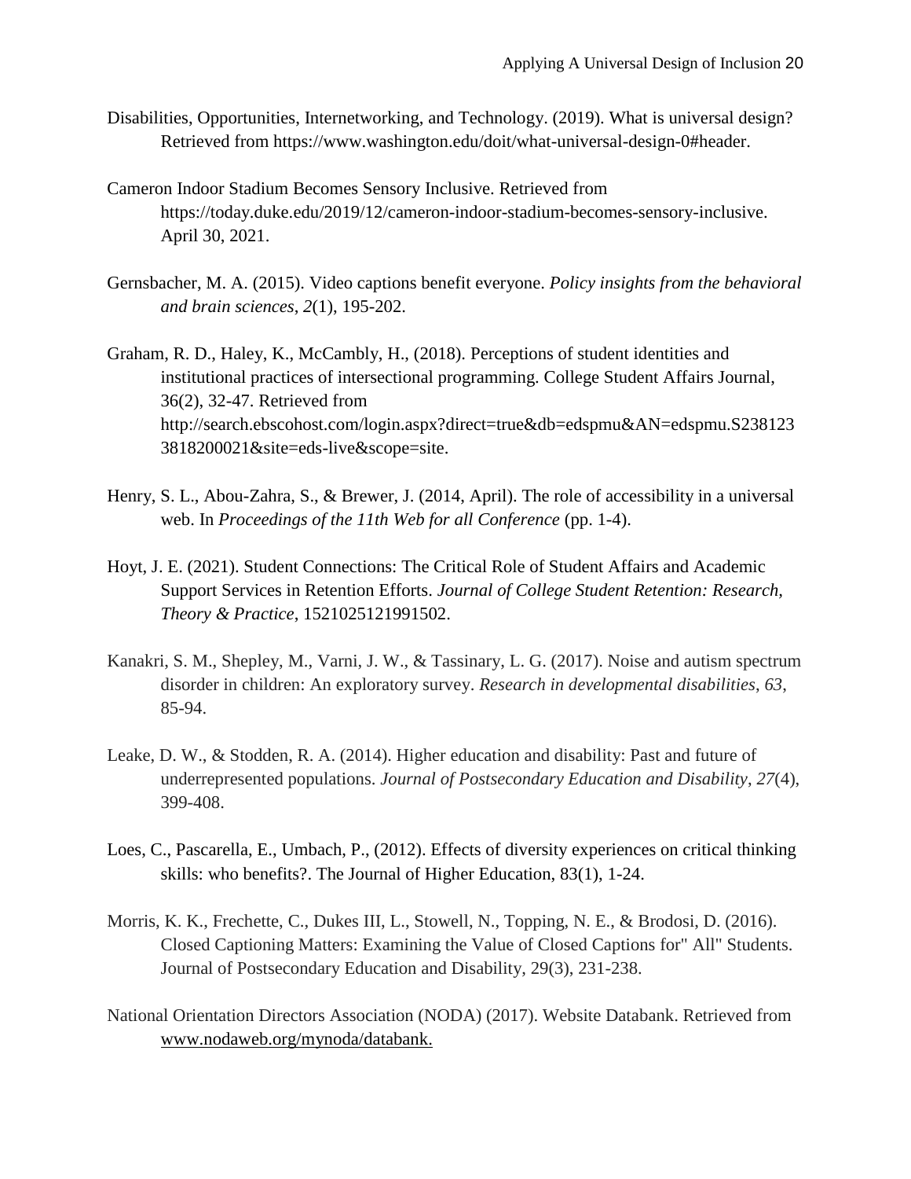Disabilities, Opportunities, Internetworking, and Technology. (2019). What is universal design? Retrieved from https://www.washington.edu/doit/what-universal-design-0#header.

Cameron Indoor Stadium Becomes Sensory Inclusive. Retrieved from https://today.duke.edu/2019/12/cameron-indoor-stadium-becomes-sensory-inclusive. April 30, 2021.

Gernsbacher, M. A. (2015). Video captions benefit everyone. *Policy insights from the behavioral and brain sciences*, *2*(1), 195-202.

Graham, R. D., Haley, K., McCambly, H., (2018). Perceptions of student identities and institutional practices of intersectional programming. College Student Affairs Journal, 36(2), 32-47. Retrieved from http://search.ebscohost.com/login.aspx?direct=true&db=edspmu&AN=edspmu.S2381233818200021&site=eds-live&scope=site.

Henry, S. L., Abou-Zahra, S., & Brewer, J. (2014, April). The role of accessibility in a universal web. In *Proceedings of the 11th Web for all Conference* (pp. 1-4).

Hoyt, J. E. (2021). Student Connections: The Critical Role of Student Affairs and Academic Support Services in Retention Efforts. *Journal of College Student Retention: Research, Theory & Practice*, 1521025121991502.

Kanakri, S. M., Shepley, M., Varni, J. W., & Tassinary, L. G. (2017). Noise and autism spectrum disorder in children: An exploratory survey. *Research in developmental disabilities*, *63*, 85-94.

Leake, D. W., & Stodden, R. A. (2014). Higher education and disability: Past and future of underrepresented populations. *Journal of Postsecondary Education and Disability*, *27*(4), 399-408.

Loes, C., Pascarella, E., Umbach, P., (2012). Effects of diversity experiences on critical thinking skills: who benefits?. The Journal of Higher Education, 83(1), 1-24.

Morris, K. K., Frechette, C., Dukes III, L., Stowell, N., Topping, N. E., & Brodosi, D. (2016). Closed Captioning Matters: Examining the Value of Closed Captions for" All" Students. Journal of Postsecondary Education and Disability, 29(3), 231-238.

National Orientation Directors Association (NODA) (2017). Website Databank. Retrieved from www.nodaweb.org/mynoda/databank.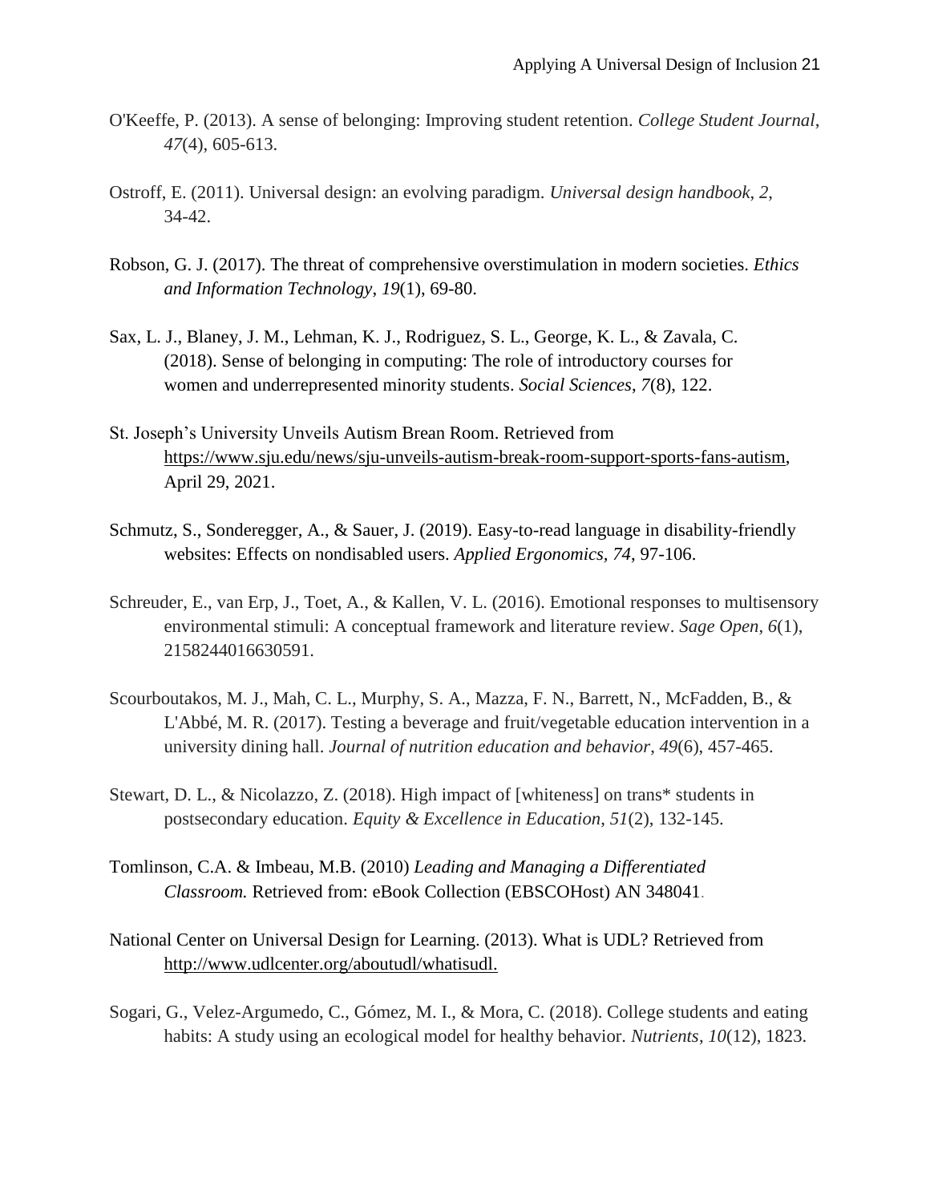O'Keeffe, P. (2013). A sense of belonging: Improving student retention. *College Student Journal*, *47*(4), 605-613.

Ostroff, E. (2011). Universal design: an evolving paradigm. *Universal design handbook*, *2*, 34-42.

Robson, G. J. (2017). The threat of comprehensive overstimulation in modern societies. *Ethics and Information Technology*, *19*(1), 69-80.

Sax, L. J., Blaney, J. M., Lehman, K. J., Rodriguez, S. L., George, K. L., & Zavala, C. (2018). Sense of belonging in computing: The role of introductory courses for women and underrepresented minority students. *Social Sciences*, *7*(8), 122.

St. Joseph's University Unveils Autism Brean Room. Retrieved from https://www.sju.edu/news/sju-unveils-autism-break-room-support-sports-fans-autism, April 29, 2021.

Schmutz, S., Sonderegger, A., & Sauer, J. (2019). Easy-to-read language in disability-friendly websites: Effects on nondisabled users. *Applied Ergonomics*, *74*, 97-106.

Schreuder, E., van Erp, J., Toet, A., & Kallen, V. L. (2016). Emotional responses to multisensory environmental stimuli: A conceptual framework and literature review. *Sage Open*, *6*(1), 2158244016630591.

Scourboutakos, M. J., Mah, C. L., Murphy, S. A., Mazza, F. N., Barrett, N., McFadden, B., & L'Abbé, M. R. (2017). Testing a beverage and fruit/vegetable education intervention in a university dining hall. *Journal of nutrition education and behavior*, *49*(6), 457-465.

Stewart, D. L., & Nicolazzo, Z. (2018). High impact of [whiteness] on trans* students in postsecondary education. *Equity & Excellence in Education*, *51*(2), 132-145.

Tomlinson, C.A. & Imbeau, M.B. (2010) *Leading and Managing a Differentiated Classroom.* Retrieved from: eBook Collection (EBSCOHost) AN 348041.

National Center on Universal Design for Learning. (2013). What is UDL? Retrieved from http://www.udlcenter.org/aboutudl/whatisudl.

Sogari, G., Velez-Argumedo, C., Gómez, M. I., & Mora, C. (2018). College students and eating habits: A study using an ecological model for healthy behavior. *Nutrients*, *10*(12), 1823.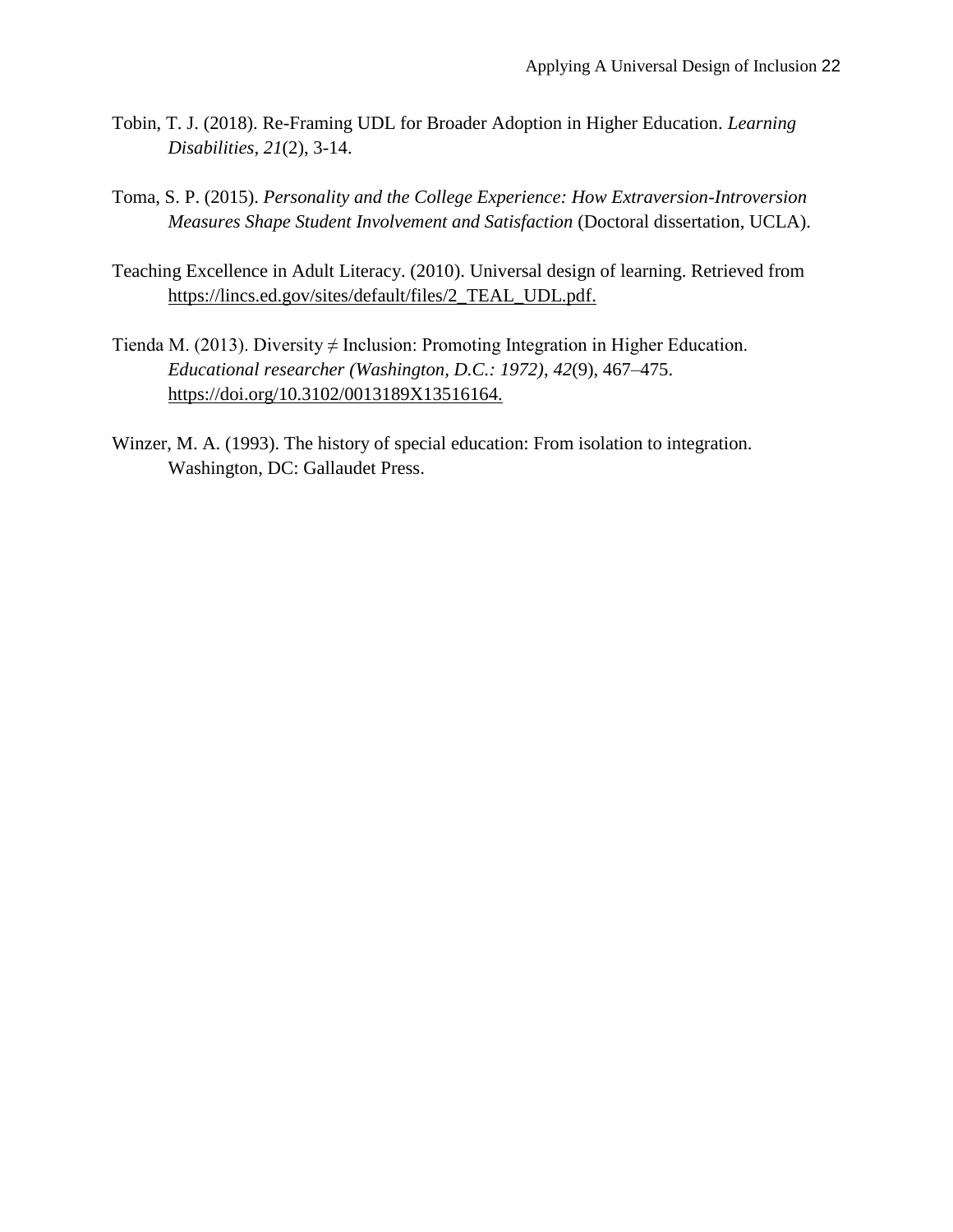Tobin, T. J. (2018). Re-Framing UDL for Broader Adoption in Higher Education. *Learning Disabilities*, *21*(2), 3-14.

Toma, S. P. (2015). *Personality and the College Experience: How Extraversion-Introversion Measures Shape Student Involvement and Satisfaction* (Doctoral dissertation, UCLA).

Teaching Excellence in Adult Literacy. (2010). Universal design of learning. Retrieved from https://lincs.ed.gov/sites/default/files/2_TEAL_UDL.pdf.

Tienda M. (2013). Diversity ≠ Inclusion: Promoting Integration in Higher Education. *Educational researcher (Washington, D.C.: 1972)*, *42*(9), 467–475. https://doi.org/10.3102/0013189X13516164.

Winzer, M. A. (1993). The history of special education: From isolation to integration. Washington, DC: Gallaudet Press.